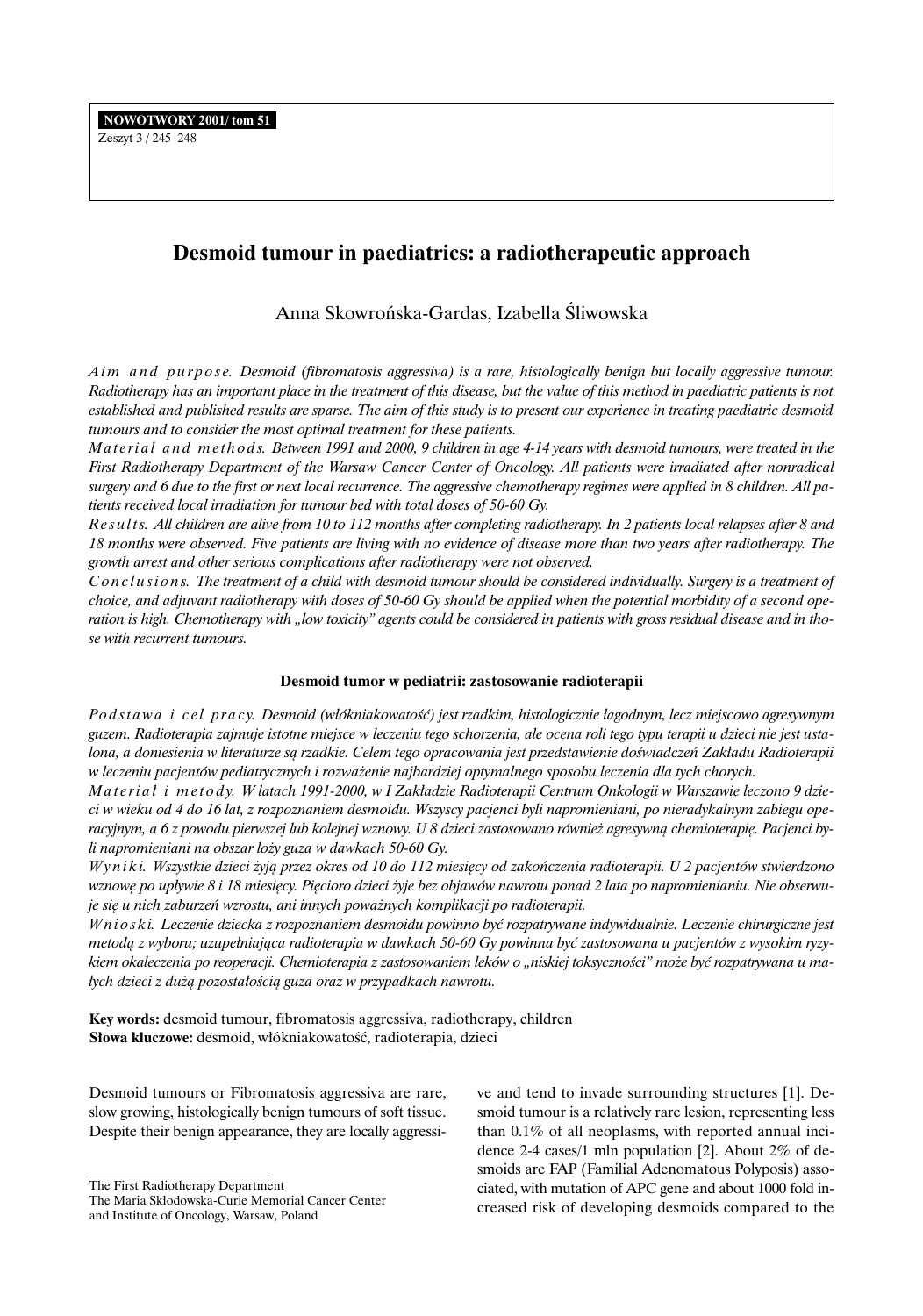# Desmoid tumour in paediatrics: a radiotherapeutic approach

Anna Skowrońska-Gardas, Izabella Śliwowska

*Aim and purpose. Desmoid (fibromatosis aggressiva) is a rare, histologically benign but locally aggressive tumour. Radiotherapy has an important place in the treatment of this disease, but the value of this method in paediatric patients is not established and published results are sparse. The aim of this study is to present our experience in treating paediatric desmoid tumours and to consider the most optimal treatment for these patients.*

*Material and methods. Between 1991 and 2000, 9 children in age 4-14 years with desmoid tumours, were treated in the First Radiotherapy Department of the Warsaw Cancer Center of Oncology. All patients were irradiated after nonradical surgery and 6 due to the first or next local recurrence. The aggressive chemotherapy regimes were applied in 8 children. All patients received local irradiation for tumour bed with total doses of 50-60 Gy.*

*Results. All children are alive from 10 to 112 months after completing radiotherapy. In 2 patients local relapses after 8 and 18 months were observed. Five patients are living with no evidence of disease more than two years after radiotherapy. The growth arrest and other serious complications after radiotherapy were not observed.*

*Conclusions. The treatment of a child with desmoid tumour should be considered individually. Surgery is a treatment of choice, and adjuvant radiotherapy with doses of 50-60 Gy should be applied when the potential morbidity of a second operation is high. Chemotherapy with „low toxicity" agents could be considered in patients with gross residual disease and in those with recurrent tumours.*

### Desmoid tumor w pediatrii: zastosowanie radioterapii

*Podstawa i cel pracy. Desmoid (włókniakowatość) jest rzadkim, histologicznie łagodnym, lecz miejscowo agresywnym guzem. Radioterapia zajmuje istotne miejsce w leczeniu tego schorzenia, ale ocena roli tego typu terapii u dzieci nie jest ustalona, a doniesienia w literaturze są rzadkie. Celem tego opracowania jest przedstawienie doświadczeń Zakładu Radioterapii w leczeniu pacjentów pediatrycznych i rozważenie najbardziej optymalnego sposobu leczenia dla tych chorych.*

*Materiał i metody. W latach 1991-2000, w I Zakładzie Radioterapii Centrum Onkologii w Warszawie leczono 9 dzieci w wieku od 4 do 16 lat, z rozpoznaniem desmoidu. Wszyscy pacjenci byli napromieniani, po nieradykalnym zabiegu operacyjnym, a 6 z powodu pierwszej lub kolejnej wznowy. U 8 dzieci zastosowano również agresywną chemioterapię. Pacjenci byli napromieniani na obszar loży guza w dawkach 50-60 Gy.*

*Wyniki. Wszystkie dzieci żyją przez okres od 10 do 112 miesięcy od zakończenia radioterapii. U 2 pacjentów stwierdzono wznowę po upływie 8 i 18 miesięcy. Pięcioro dzieci żyje bez objawów nawrotu ponad 2 lata po napromienianiu. Nie obserwuje się u nich zaburzeń wzrostu, ani innych poważnych komplikacji po radioterapii.*

*Wnioski. Leczenie dziecka z rozpoznaniem desmoidu powinno być rozpatrywane indywidualnie. Leczenie chirurgiczne jest metodą z wyboru; uzupełniająca radioterapia w dawkach 50-60 Gy powinna być zastosowana u pacjentów z wysokim ryzykiem okaleczenia po reoperacji. Chemioterapia z zastosowaniem leków o „niskiej toksyczności" może być rozpatrywana u małych dzieci z dużą pozostałością guza oraz w przypadkach nawrotu.*

**Key words:** desmoid tumour, fibromatosis aggressiva, radiotherapy, children
**Słowa kluczowe:** desmoid, włókniakowatość, radioterapia, dzieci

Desmoid tumours or Fibromatosis aggressiva are rare, slow growing, histologically benign tumours of soft tissue. Despite their benign appearance, they are locally aggressive and tend to invade surrounding structures [1]. Desmoid tumour is a relatively rare lesion, representing less than 0.1% of all neoplasms, with reported annual incidence 2-4 cases/1 mln population [2]. About 2% of desmoids are FAP (Familial Adenomatous Polyposis) associated, with mutation of APC gene and about 1000 fold increased risk of developing desmoids compared to the

The First Radiotherapy Department
The Maria Skłodowska-Curie Memorial Cancer Center
and Institute of Oncology, Warsaw, Poland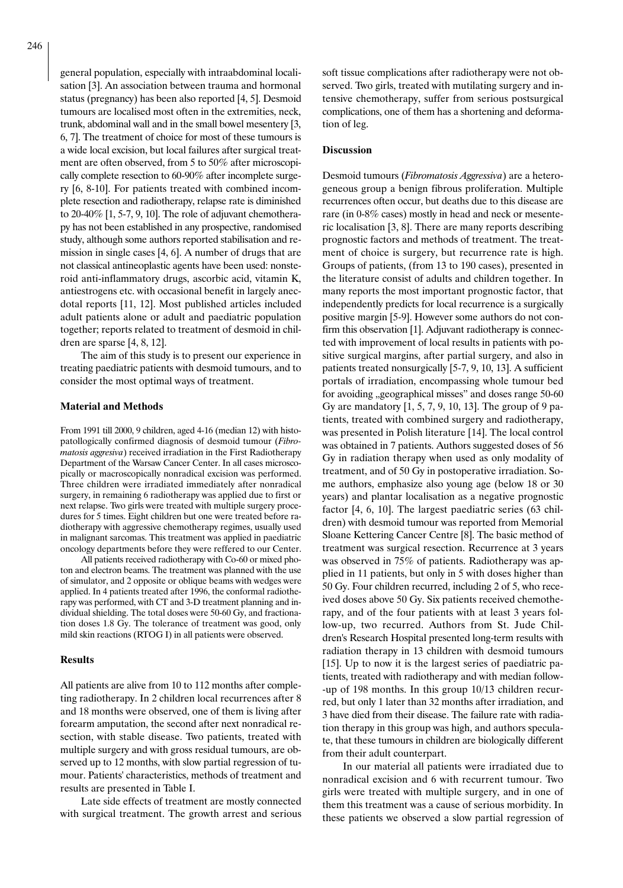general population, especially with intraabdominal localisation [3]. An association between trauma and hormonal status (pregnancy) has been also reported [4, 5]. Desmoid tumours are localised most often in the extremities, neck, trunk, abdominal wall and in the small bowel mesentery [3, 6, 7]. The treatment of choice for most of these tumours is a wide local excision, but local failures after surgical treatment are often observed, from 5 to 50% after microscopically complete resection to 60-90% after incomplete surgery [6, 8-10]. For patients treated with combined incomplete resection and radiotherapy, relapse rate is diminished to 20-40% [1, 5-7, 9, 10]. The role of adjuvant chemotherapy has not been established in any prospective, randomised study, although some authors reported stabilisation and remission in single cases [4, 6]. A number of drugs that are not classical antineoplastic agents have been used: nonsteroid anti-inflammatory drugs, ascorbic acid, vitamin K, antiestrogens etc. with occasional benefit in largely anecdotal reports [11, 12]. Most published articles included adult patients alone or adult and paediatric population together; reports related to treatment of desmoid in children are sparse [4, 8, 12].

The aim of this study is to present our experience in treating paediatric patients with desmoid tumours, and to consider the most optimal ways of treatment.

## Material and Methods

From 1991 till 2000, 9 children, aged 4-16 (median 12) with histopatollogically confirmed diagnosis of desmoid tumour (*Fibromatosis aggresiva*) received irradiation in the First Radiotherapy Department of the Warsaw Cancer Center. In all cases microscopically or macroscopically nonradical excision was performed. Three children were irradiated immediately after nonradical surgery, in remaining 6 radiotherapy was applied due to first or next relapse. Two girls were treated with multiple surgery procedures for 5 times. Eight children but one were treated before radiotherapy with aggressive chemotherapy regimes, usually used in malignant sarcomas. This treatment was applied in paediatric oncology departments before they were reffered to our Center.

All patients received radiotherapy with Co-60 or mixed photon and electron beams. The treatment was planned with the use of simulator, and 2 opposite or oblique beams with wedges were applied. In 4 patients treated after 1996, the conformal radiotherapy was performed, with CT and 3-D treatment planning and individual shielding. The total doses were 50-60 Gy, and fractionation doses 1.8 Gy. The tolerance of treatment was good, only mild skin reactions (RTOG I) in all patients were observed.

## Results

All patients are alive from 10 to 112 months after completing radiotherapy. In 2 children local recurrences after 8 and 18 months were observed, one of them is living after forearm amputation, the second after next nonradical resection, with stable disease. Two patients, treated with multiple surgery and with gross residual tumours, are observed up to 12 months, with slow partial regression of tumour. Patients' characteristics, methods of treatment and results are presented in Table I.

Late side effects of treatment are mostly connected with surgical treatment. The growth arrest and serious soft tissue complications after radiotherapy were not observed. Two girls, treated with mutilating surgery and intensive chemotherapy, suffer from serious postsurgical complications, one of them has a shortening and deformation of leg.

## Discussion

Desmoid tumours (*Fibromatosis Aggressiva*) are a heterogeneous group a benign fibrous proliferation. Multiple recurrences often occur, but deaths due to this disease are rare (in 0-8% cases) mostly in head and neck or mesenteric localisation [3, 8]. There are many reports describing prognostic factors and methods of treatment. The treatment of choice is surgery, but recurrence rate is high. Groups of patients, (from 13 to 190 cases), presented in the literature consist of adults and children together. In many reports the most important prognostic factor, that independently predicts for local recurrence is a surgically positive margin [5-9]. However some authors do not confirm this observation [1]. Adjuvant radiotherapy is connected with improvement of local results in patients with positive surgical margins, after partial surgery, and also in patients treated nonsurgically [5-7, 9, 10, 13]. A sufficient portals of irradiation, encompassing whole tumour bed for avoiding „geographical misses" and doses range 50-60 Gy are mandatory [1, 5, 7, 9, 10, 13]. The group of 9 patients, treated with combined surgery and radiotherapy, was presented in Polish literature [14]. The local control was obtained in 7 patients. Authors suggested doses of 56 Gy in radiation therapy when used as only modality of treatment, and of 50 Gy in postoperative irradiation. Some authors, emphasize also young age (below 18 or 30 years) and plantar localisation as a negative prognostic factor [4, 6, 10]. The largest paediatric series (63 children) with desmoid tumour was reported from Memorial Sloane Kettering Cancer Centre [8]. The basic method of treatment was surgical resection. Recurrence at 3 years was observed in 75% of patients. Radiotherapy was applied in 11 patients, but only in 5 with doses higher than 50 Gy. Four children recurred, including 2 of 5, who received doses above 50 Gy. Six patients received chemotherapy, and of the four patients with at least 3 years follow-up, two recurred. Authors from St. Jude Children's Research Hospital presented long-term results with radiation therapy in 13 children with desmoid tumours [15]. Up to now it is the largest series of paediatric patients, treated with radiotherapy and with median follow-up of 198 months. In this group 10/13 children recurred, but only 1 later than 32 months after irradiation, and 3 have died from their disease. The failure rate with radiation therapy in this group was high, and authors speculate, that these tumours in children are biologically different from their adult counterpart.

In our material all patients were irradiated due to nonradical excision and 6 with recurrent tumour. Two girls were treated with multiple surgery, and in one of them this treatment was a cause of serious morbidity. In these patients we observed a slow partial regression of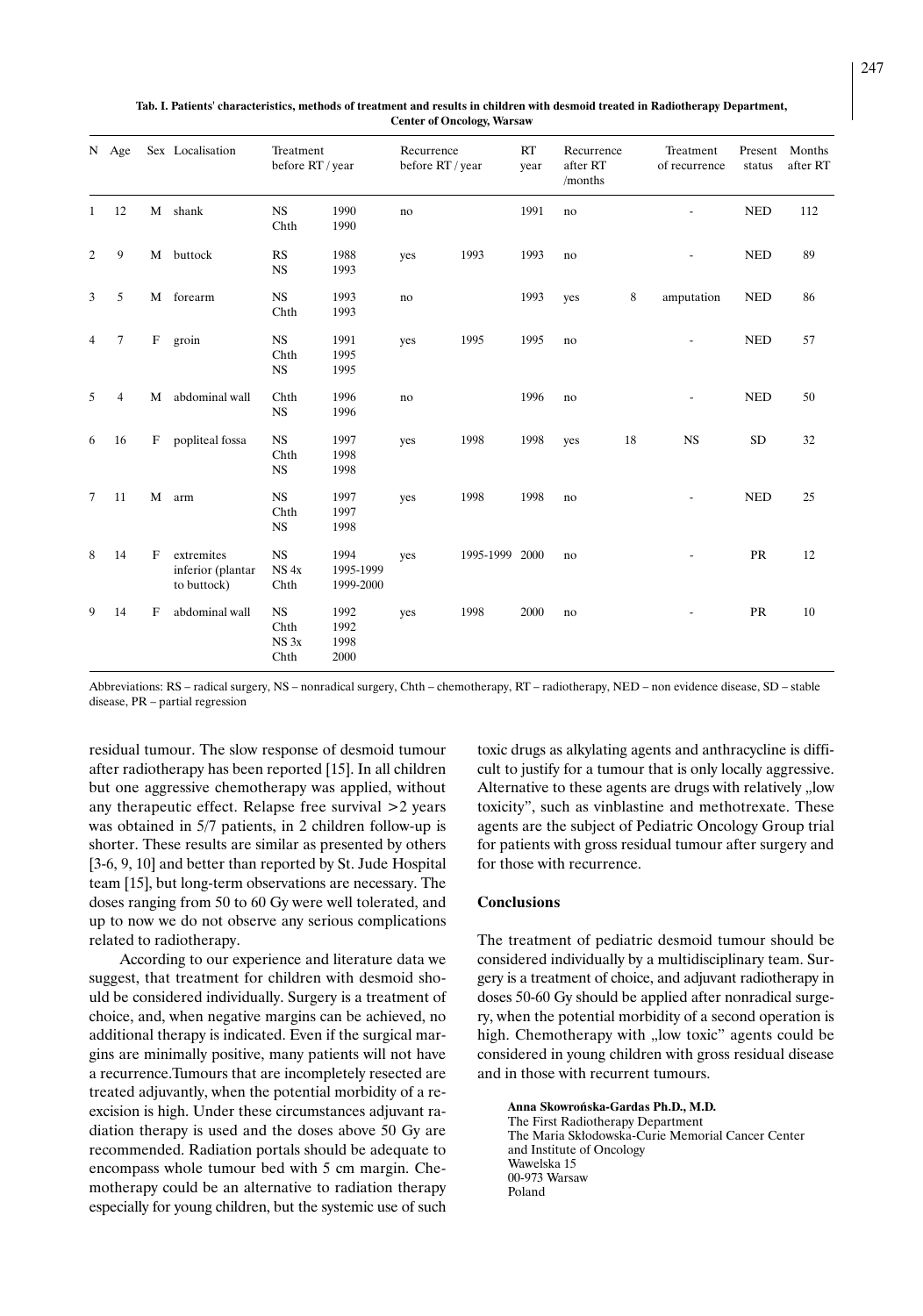**Tab. I. Patients' characteristics, methods of treatment and results in children with desmoid treated in Radiotherapy Department, Center of Oncology, Warsaw**

| N | Age | Sex | Localisation | Treatment before RT / year | | Recurrence before RT / year | | RT year | Recurrence after RT /months | | Treatment of recurrence | Present status | Months after RT |
|---|---|---|---|---|---|---|---|---|---|---|---|---|---|
| 1 | 12 | M | shank | NS<br>Chth | 1990<br>1990 | no | | 1991 | no | | - | NED | 112 |
| 2 | 9 | M | buttock | RS<br>NS | 1988<br>1993 | yes | 1993 | 1993 | no | | - | NED | 89 |
| 3 | 5 | M | forearm | NS<br>Chth | 1993<br>1993 | no | | 1993 | yes | 8 | amputation | NED | 86 |
| 4 | 7 | F | groin | NS<br>Chth<br>NS | 1991<br>1995<br>1995 | yes | 1995 | 1995 | no | | - | NED | 57 |
| 5 | 4 | M | abdominal wall | Chth<br>NS | 1996<br>1996 | no | | 1996 | no | | - | NED | 50 |
| 6 | 16 | F | popliteal fossa | NS<br>Chth<br>NS | 1997<br>1998<br>1998 | yes | 1998 | 1998 | yes | 18 | NS | SD | 32 |
| 7 | 11 | M | arm | NS<br>Chth<br>NS | 1997<br>1997<br>1998 | yes | 1998 | 1998 | no | | - | NED | 25 |
| 8 | 14 | F | extremites inferior (plantar to buttock) | NS<br>NS 4x<br>Chth | 1994<br>1995-1999<br>1999-2000 | yes | 1995-1999 | 2000 | no | | - | PR | 12 |
| 9 | 14 | F | abdominal wall | NS<br>Chth<br>NS 3x<br>Chth | 1992<br>1992<br>1998<br>2000 | yes | 1998 | 2000 | no | | - | PR | 10 |

Abbreviations: RS – radical surgery, NS – nonradical surgery, Chth – chemotherapy, RT – radiotherapy, NED – non evidence disease, SD – stable disease, PR – partial regression

residual tumour. The slow response of desmoid tumour after radiotherapy has been reported [15]. In all children but one aggressive chemotherapy was applied, without any therapeutic effect. Relapse free survival >2 years was obtained in 5/7 patients, in 2 children follow-up is shorter. These results are similar as presented by others [3-6, 9, 10] and better than reported by St. Jude Hospital team [15], but long-term observations are necessary. The doses ranging from 50 to 60 Gy were well tolerated, and up to now we do not observe any serious complications related to radiotherapy.

According to our experience and literature data we suggest, that treatment for children with desmoid should be considered individually. Surgery is a treatment of choice, and, when negative margins can be achieved, no additional therapy is indicated. Even if the surgical margins are minimally positive, many patients will not have a recurrence.Tumours that are incompletely resected are treated adjuvantly, when the potential morbidity of a re-excision is high. Under these circumstances adjuvant radiation therapy is used and the doses above 50 Gy are recommended. Radiation portals should be adequate to encompass whole tumour bed with 5 cm margin. Chemotherapy could be an alternative to radiation therapy especially for young children, but the systemic use of such toxic drugs as alkylating agents and anthracycline is difficult to justify for a tumour that is only locally aggressive. Alternative to these agents are drugs with relatively „low toxicity", such as vinblastine and methotrexate. These agents are the subject of Pediatric Oncology Group trial for patients with gross residual tumour after surgery and for those with recurrence.

## Conclusions

The treatment of pediatric desmoid tumour should be considered individually by a multidisciplinary team. Surgery is a treatment of choice, and adjuvant radiotherapy in doses 50-60 Gy should be applied after nonradical surgery, when the potential morbidity of a second operation is high. Chemotherapy with „low toxic" agents could be considered in young children with gross residual disease and in those with recurrent tumours.

**Anna Skowrońska-Gardas Ph.D., M.D.**
The First Radiotherapy Department
The Maria Skłodowska-Curie Memorial Cancer Center
and Institute of Oncology
Wawelska 15
00-973 Warsaw
Poland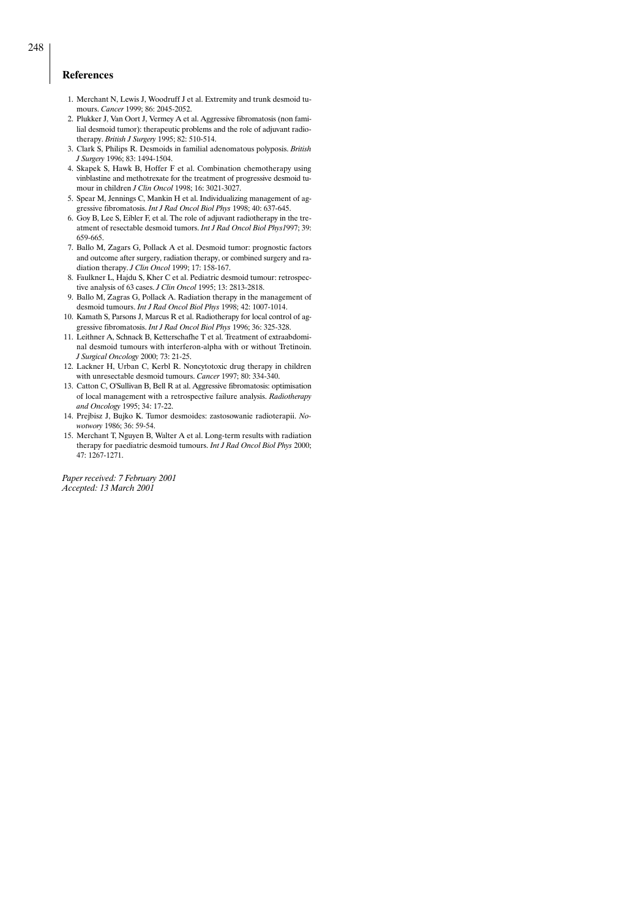## References

1. Merchant N, Lewis J, Woodruff J et al. Extremity and trunk desmoid tumours. *Cancer* 1999; 86: 2045-2052.
2. Plukker J, Van Oort J, Vermey A et al. Aggressive fibromatosis (non familial desmoid tumor): therapeutic problems and the role of adjuvant radiotherapy. *British J Surgery* 1995; 82: 510-514.
3. Clark S, Philips R. Desmoids in familial adenomatous polyposis. *British J Surgery* 1996; 83: 1494-1504.
4. Skapek S, Hawk B, Hoffer F et al. Combination chemotherapy using vinblastine and methotrexate for the treatment of progressive desmoid tumour in children *J Clin Oncol* 1998; 16: 3021-3027.
5. Spear M, Jennings C, Mankin H et al. Individualizing management of aggressive fibromatosis. *Int J Rad Oncol Biol Phys* 1998; 40: 637-645.
6. Goy B, Lee S, Eibler F, et al. The role of adjuvant radiotherapy in the treatment of resectable desmoid tumors. *Int J Rad Oncol Biol Phys1*997; 39: 659-665.
7. Ballo M, Zagars G, Pollack A et al. Desmoid tumor: prognostic factors and outcome after surgery, radiation therapy, or combined surgery and radiation therapy. *J Clin Oncol* 1999; 17: 158-167.
8. Faulkner L, Hajdu S, Kher C et al. Pediatric desmoid tumour: retrospective analysis of 63 cases. *J Clin Oncol* 1995; 13: 2813-2818.
9. Ballo M, Zagras G, Pollack A. Radiation therapy in the management of desmoid tumours. *Int J Rad Oncol Biol Phys* 1998; 42: 1007-1014.
10. Kamath S, Parsons J, Marcus R et al. Radiotherapy for local control of aggressive fibromatosis. *Int J Rad Oncol Biol Phys* 1996; 36: 325-328.
11. Leithner A, Schnack B, Ketterschafhe T et al. Treatment of extraabdominal desmoid tumours with interferon-alpha with or without Tretinoin. *J Surgical Oncology* 2000; 73: 21-25.
12. Lackner H, Urban C, Kerbl R. Noncytotoxic drug therapy in children with unresectable desmoid tumours. *Cancer* 1997; 80: 334-340.
13. Catton C, O'Sullivan B, Bell R at al. Aggressive fibromatosis: optimisation of local management with a retrospective failure analysis. *Radiotherapy and Oncology* 1995; 34: 17-22.
14. Prejbisz J, Bujko K. Tumor desmoides: zastosowanie radioterapii. *Nowotwory* 1986; 36: 59-54.
15. Merchant T, Nguyen B, Walter A et al. Long-term results with radiation therapy for paediatric desmoid tumours. *Int J Rad Oncol Biol Phys* 2000; 47: 1267-1271.

*Paper received: 7 February 2001*
*Accepted: 13 March 2001*